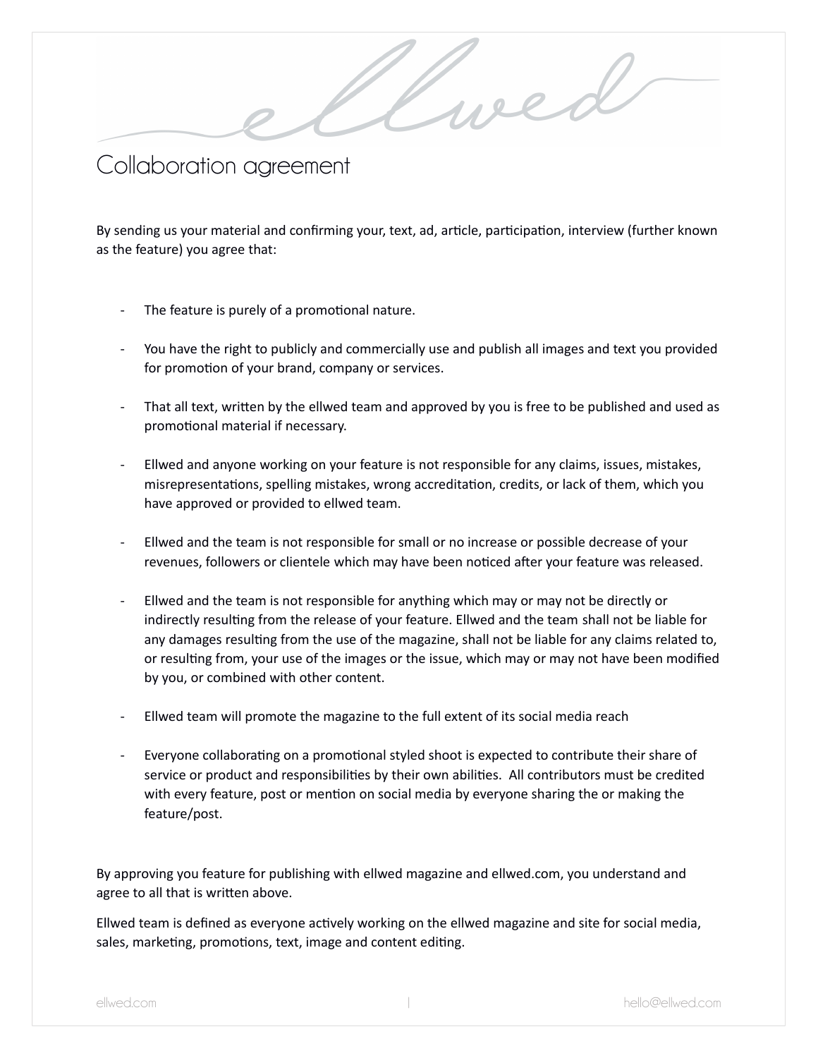# Collaboration agreement

By sending us your material and confirming your, text, ad, article, participation, interview (further known as the feature) you agree that:

- The feature is purely of a promotional nature.
- You have the right to publicly and commercially use and publish all images and text you provided for promotion of your brand, company or services.
- That all text, written by the ellwed team and approved by you is free to be published and used as promotional material if necessary.
- Ellwed and anyone working on your feature is not responsible for any claims, issues, mistakes, misrepresentations, spelling mistakes, wrong accreditation, credits, or lack of them, which you have approved or provided to ellwed team.
- Ellwed and the team is not responsible for small or no increase or possible decrease of your revenues, followers or clientele which may have been noticed after your feature was released.
- Ellwed and the team is not responsible for anything which may or may not be directly or indirectly resulting from the release of your feature. Ellwed and the team shall not be liable for any damages resulting from the use of the magazine, shall not be liable for any claims related to, or resulting from, your use of the images or the issue, which may or may not have been modified by you, or combined with other content.
- Ellwed team will promote the magazine to the full extent of its social media reach
- Everyone collaborating on a promotional styled shoot is expected to contribute their share of service or product and responsibilities by their own abilities. All contributors must be credited with every feature, post or mention on social media by everyone sharing the or making the feature/post.

By approving you feature for publishing with ellwed magazine and ellwed.com, you understand and agree to all that is written above.

Ellwed team is defined as everyone actively working on the ellwed magazine and site for social media, sales, marketing, promotions, text, image and content editing.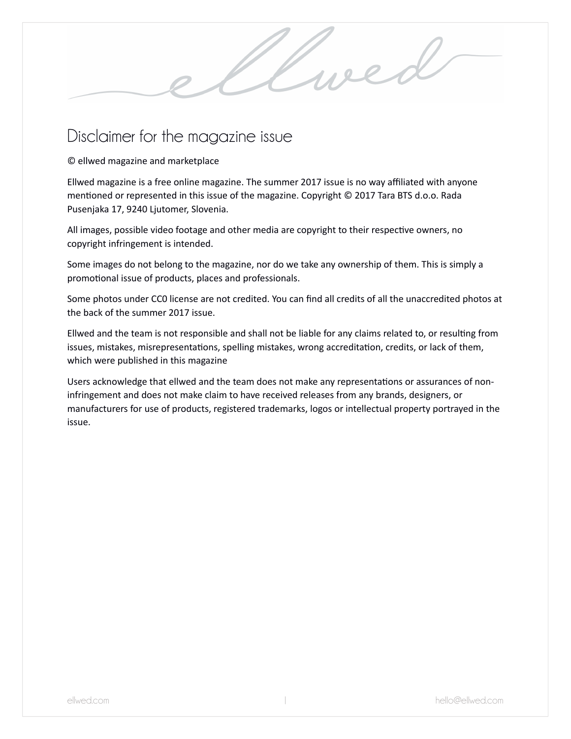# Disclaimer for the magazine issue

© ellwed magazine and marketplace

Ellwed magazine is a free online magazine. The summer 2017 issue is no way affiliated with anyone mentioned or represented in this issue of the magazine. Copyright © 2017 Tara BTS d.o.o. Rada Pusenjaka 17, 9240 Ljutomer, Slovenia.

All images, possible video footage and other media are copyright to their respective owners, no copyright infringement is intended.

Some images do not belong to the magazine, nor do we take any ownership of them. This is simply a promotional issue of products, places and professionals.

Some photos under CC0 license are not credited. You can find all credits of all the unaccredited photos at the back of the summer 2017 issue.

Ellwed and the team is not responsible and shall not be liable for any claims related to, or resulting from issues, mistakes, misrepresentations, spelling mistakes, wrong accreditation, credits, or lack of them, which were published in this magazine

Users acknowledge that ellwed and the team does not make any representations or assurances of non-infringement and does not make claim to have received releases from any brands, designers, or manufacturers for use of products, registered trademarks, logos or intellectual property portrayed in the issue.